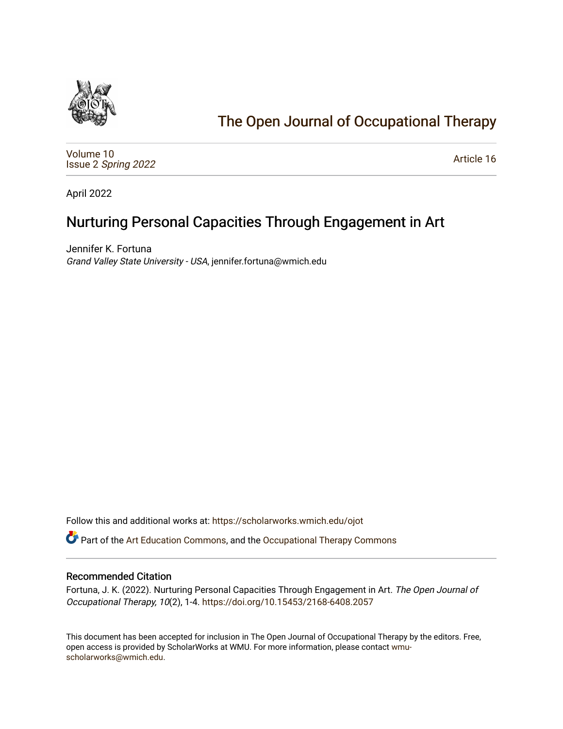# The Open Journal of Occupational Therapy

Volume 10
Issue 2 *Spring 2022*

Article 16

April 2022

## Nurturing Personal Capacities Through Engagement in Art

Jennifer K. Fortuna
*Grand Valley State University - USA*, jennifer.fortuna@wmich.edu

Follow this and additional works at: https://scholarworks.wmich.edu/ojot

Part of the Art Education Commons, and the Occupational Therapy Commons

### Recommended Citation

Fortuna, J. K. (2022). Nurturing Personal Capacities Through Engagement in Art. *The Open Journal of Occupational Therapy, 10*(2), 1-4. https://doi.org/10.15453/2168-6408.2057

This document has been accepted for inclusion in The Open Journal of Occupational Therapy by the editors. Free, open access is provided by ScholarWorks at WMU. For more information, please contact wmu-scholarworks@wmich.edu.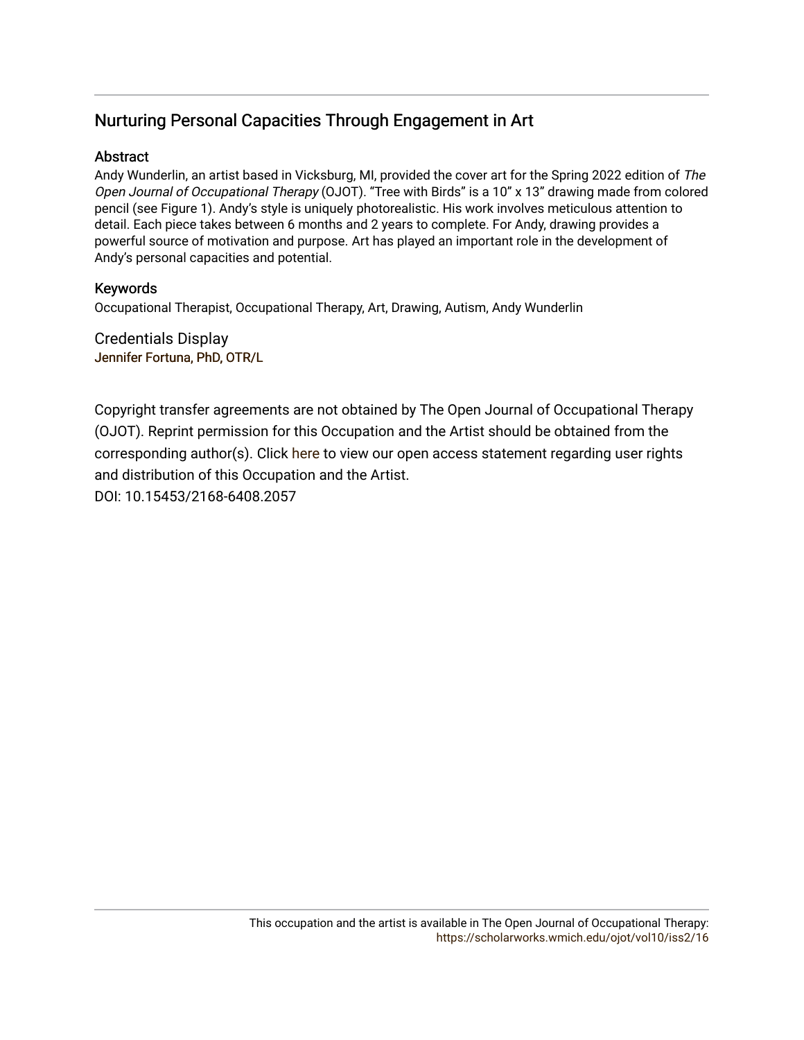# Nurturing Personal Capacities Through Engagement in Art

## Abstract

Andy Wunderlin, an artist based in Vicksburg, MI, provided the cover art for the Spring 2022 edition of *The Open Journal of Occupational Therapy* (OJOT). "Tree with Birds" is a 10" x 13" drawing made from colored pencil (see Figure 1). Andy's style is uniquely photorealistic. His work involves meticulous attention to detail. Each piece takes between 6 months and 2 years to complete. For Andy, drawing provides a powerful source of motivation and purpose. Art has played an important role in the development of Andy's personal capacities and potential.

## Keywords

Occupational Therapist, Occupational Therapy, Art, Drawing, Autism, Andy Wunderlin

## Credentials Display

Jennifer Fortuna, PhD, OTR/L

Copyright transfer agreements are not obtained by The Open Journal of Occupational Therapy (OJOT). Reprint permission for this Occupation and the Artist should be obtained from the corresponding author(s). Click here to view our open access statement regarding user rights and distribution of this Occupation and the Artist.

DOI: 10.15453/2168-6408.2057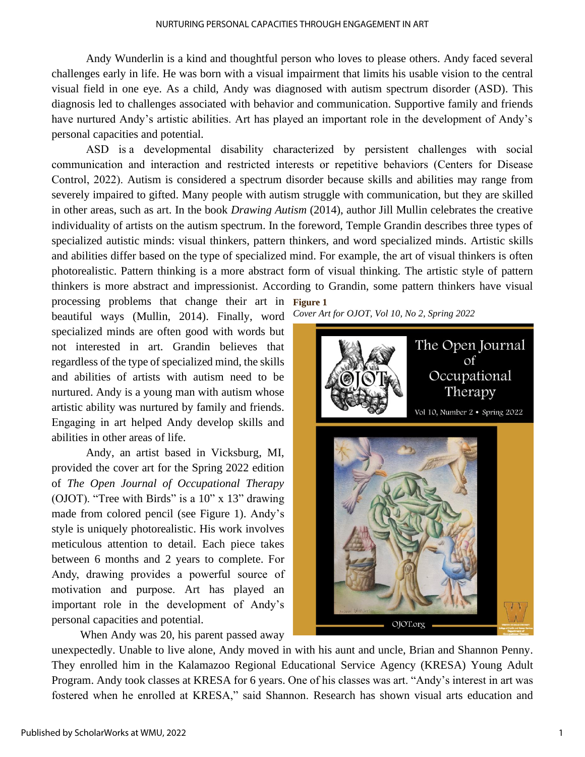Andy Wunderlin is a kind and thoughtful person who loves to please others. Andy faced several challenges early in life. He was born with a visual impairment that limits his usable vision to the central visual field in one eye. As a child, Andy was diagnosed with autism spectrum disorder (ASD). This diagnosis led to challenges associated with behavior and communication. Supportive family and friends have nurtured Andy's artistic abilities. Art has played an important role in the development of Andy's personal capacities and potential.

ASD is a developmental disability characterized by persistent challenges with social communication and interaction and restricted interests or repetitive behaviors (Centers for Disease Control, 2022). Autism is considered a spectrum disorder because skills and abilities may range from severely impaired to gifted. Many people with autism struggle with communication, but they are skilled in other areas, such as art. In the book *Drawing Autism* (2014), author Jill Mullin celebrates the creative individuality of artists on the autism spectrum. In the foreword, Temple Grandin describes three types of specialized autistic minds: visual thinkers, pattern thinkers, and word specialized minds. Artistic skills and abilities differ based on the type of specialized mind. For example, the art of visual thinkers is often photorealistic. Pattern thinking is a more abstract form of visual thinking. The artistic style of pattern thinkers is more abstract and impressionist. According to Grandin, some pattern thinkers have visual processing problems that change their art in beautiful ways (Mullin, 2014). Finally, word specialized minds are often good with words but not interested in art. Grandin believes that regardless of the type of specialized mind, the skills and abilities of artists with autism need to be nurtured. Andy is a young man with autism whose artistic ability was nurtured by family and friends. Engaging in art helped Andy develop skills and abilities in other areas of life.

**Figure 1**

*Cover Art for OJOT, Vol 10, No 2, Spring 2022*

Andy, an artist based in Vicksburg, MI, provided the cover art for the Spring 2022 edition of *The Open Journal of Occupational Therapy* (OJOT). "Tree with Birds" is a 10" x 13" drawing made from colored pencil (see Figure 1). Andy's style is uniquely photorealistic. His work involves meticulous attention to detail. Each piece takes between 6 months and 2 years to complete. For Andy, drawing provides a powerful source of motivation and purpose. Art has played an important role in the development of Andy's personal capacities and potential.

When Andy was 20, his parent passed away unexpectedly. Unable to live alone, Andy moved in with his aunt and uncle, Brian and Shannon Penny. They enrolled him in the Kalamazoo Regional Educational Service Agency (KRESA) Young Adult Program. Andy took classes at KRESA for 6 years. One of his classes was art. "Andy's interest in art was fostered when he enrolled at KRESA," said Shannon. Research has shown visual arts education and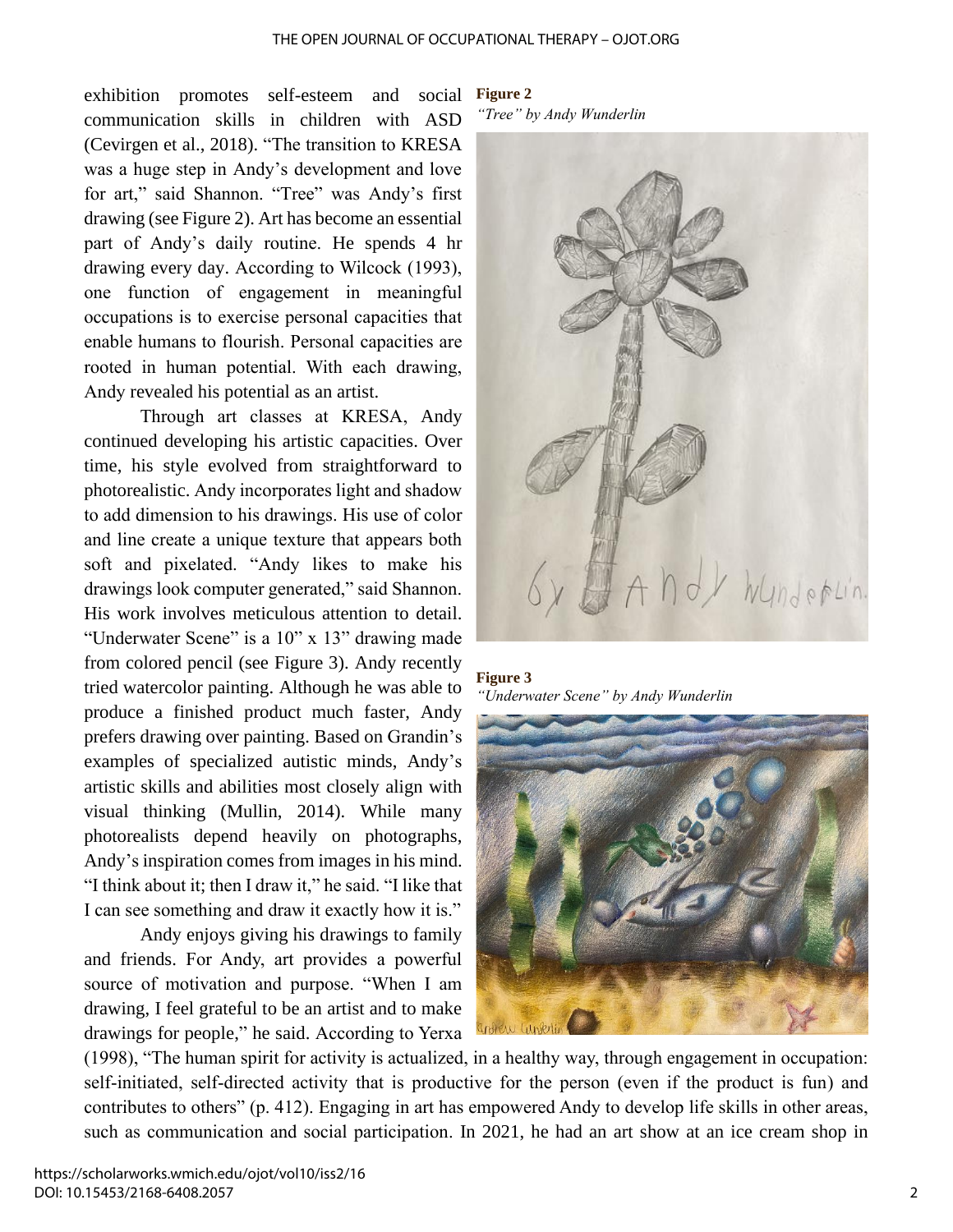exhibition promotes self-esteem and social communication skills in children with ASD (Cevirgen et al., 2018). "The transition to KRESA was a huge step in Andy's development and love for art," said Shannon. "Tree" was Andy's first drawing (see Figure 2). Art has become an essential part of Andy's daily routine. He spends 4 hr drawing every day. According to Wilcock (1993), one function of engagement in meaningful occupations is to exercise personal capacities that enable humans to flourish. Personal capacities are rooted in human potential. With each drawing, Andy revealed his potential as an artist.

**Figure 2**
*"Tree" by Andy Wunderlin*

Through art classes at KRESA, Andy continued developing his artistic capacities. Over time, his style evolved from straightforward to photorealistic. Andy incorporates light and shadow to add dimension to his drawings. His use of color and line create a unique texture that appears both soft and pixelated. "Andy likes to make his drawings look computer generated," said Shannon. His work involves meticulous attention to detail. "Underwater Scene" is a 10" x 13" drawing made from colored pencil (see Figure 3). Andy recently tried watercolor painting. Although he was able to produce a finished product much faster, Andy prefers drawing over painting. Based on Grandin's examples of specialized autistic minds, Andy's artistic skills and abilities most closely align with visual thinking (Mullin, 2014). While many photorealists depend heavily on photographs, Andy's inspiration comes from images in his mind. "I think about it; then I draw it," he said. "I like that I can see something and draw it exactly how it is."

**Figure 3**
*"Underwater Scene" by Andy Wunderlin*

Andy enjoys giving his drawings to family and friends. For Andy, art provides a powerful source of motivation and purpose. "When I am drawing, I feel grateful to be an artist and to make drawings for people," he said. According to Yerxa (1998), "The human spirit for activity is actualized, in a healthy way, through engagement in occupation: self-initiated, self-directed activity that is productive for the person (even if the product is fun) and contributes to others" (p. 412). Engaging in art has empowered Andy to develop life skills in other areas, such as communication and social participation. In 2021, he had an art show at an ice cream shop in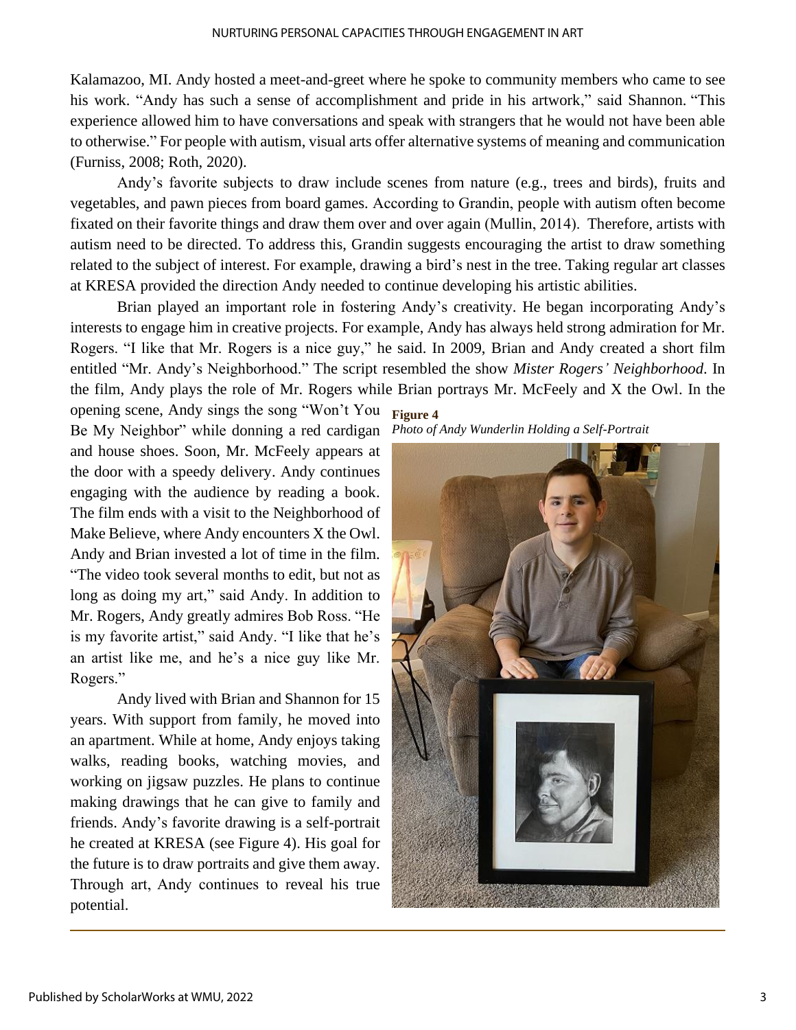Kalamazoo, MI. Andy hosted a meet-and-greet where he spoke to community members who came to see his work. "Andy has such a sense of accomplishment and pride in his artwork," said Shannon. "This experience allowed him to have conversations and speak with strangers that he would not have been able to otherwise." For people with autism, visual arts offer alternative systems of meaning and communication (Furniss, 2008; Roth, 2020).

Andy's favorite subjects to draw include scenes from nature (e.g., trees and birds), fruits and vegetables, and pawn pieces from board games. According to Grandin, people with autism often become fixated on their favorite things and draw them over and over again (Mullin, 2014). Therefore, artists with autism need to be directed. To address this, Grandin suggests encouraging the artist to draw something related to the subject of interest. For example, drawing a bird's nest in the tree. Taking regular art classes at KRESA provided the direction Andy needed to continue developing his artistic abilities.

Brian played an important role in fostering Andy's creativity. He began incorporating Andy's interests to engage him in creative projects. For example, Andy has always held strong admiration for Mr. Rogers. "I like that Mr. Rogers is a nice guy," he said. In 2009, Brian and Andy created a short film entitled "Mr. Andy's Neighborhood." The script resembled the show *Mister Rogers' Neighborhood*. In the film, Andy plays the role of Mr. Rogers while Brian portrays Mr. McFeely and X the Owl. In the opening scene, Andy sings the song "Won't You Be My Neighbor" while donning a red cardigan and house shoes. Soon, Mr. McFeely appears at the door with a speedy delivery. Andy continues engaging with the audience by reading a book. The film ends with a visit to the Neighborhood of Make Believe, where Andy encounters X the Owl. Andy and Brian invested a lot of time in the film. "The video took several months to edit, but not as long as doing my art," said Andy. In addition to Mr. Rogers, Andy greatly admires Bob Ross. "He is my favorite artist," said Andy. "I like that he's an artist like me, and he's a nice guy like Mr. Rogers."

**Figure 4**

*Photo of Andy Wunderlin Holding a Self-Portrait*

Andy lived with Brian and Shannon for 15 years. With support from family, he moved into an apartment. While at home, Andy enjoys taking walks, reading books, watching movies, and working on jigsaw puzzles. He plans to continue making drawings that he can give to family and friends. Andy's favorite drawing is a self-portrait he created at KRESA (see Figure 4). His goal for the future is to draw portraits and give them away. Through art, Andy continues to reveal his true potential.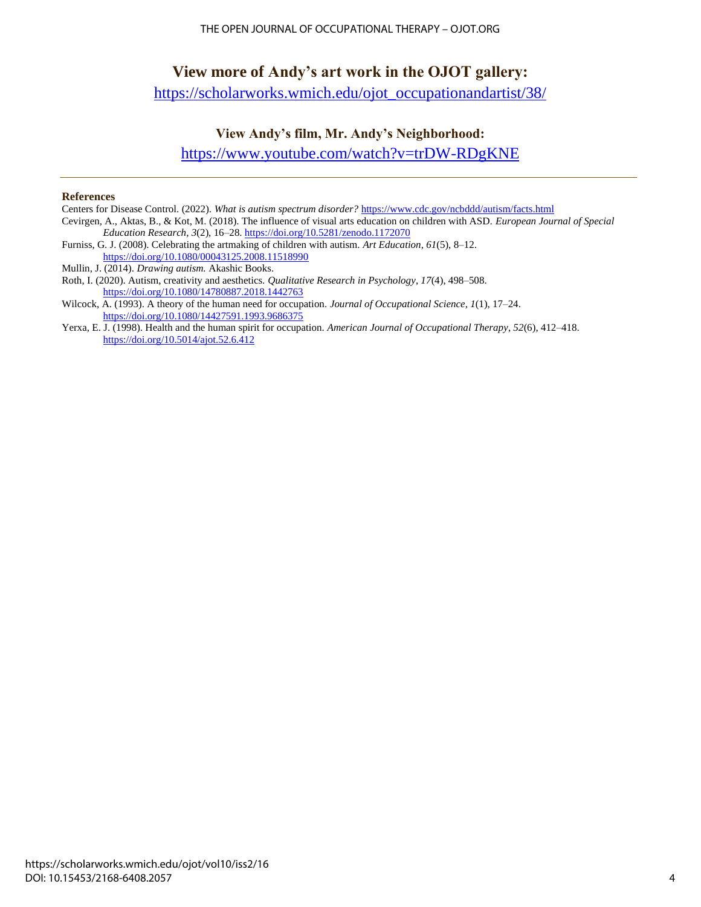**View more of Andy's art work in the OJOT gallery:**
https://scholarworks.wmich.edu/ojot_occupationandartist/38/

**View Andy's film, Mr. Andy's Neighborhood:**
https://www.youtube.com/watch?v=trDW-RDgKNE

---

## References

Centers for Disease Control. (2022). *What is autism spectrum disorder?* https://www.cdc.gov/ncbddd/autism/facts.html

Cevirgen, A., Aktas, B., & Kot, M. (2018). The influence of visual arts education on children with ASD. *European Journal of Special Education Research*, *3*(2), 16–28. https://doi.org/10.5281/zenodo.1172070

Furniss, G. J. (2008). Celebrating the artmaking of children with autism. *Art Education*, *61*(5), 8–12. https://doi.org/10.1080/00043125.2008.11518990

Mullin, J. (2014). *Drawing autism.* Akashic Books.

Roth, I. (2020). Autism, creativity and aesthetics. *Qualitative Research in Psychology*, *17*(4), 498–508. https://doi.org/10.1080/14780887.2018.1442763

Wilcock, A. (1993). A theory of the human need for occupation. *Journal of Occupational Science*, *1*(1), 17–24. https://doi.org/10.1080/14427591.1993.9686375

Yerxa, E. J. (1998). Health and the human spirit for occupation. *American Journal of Occupational Therapy*, *52*(6), 412–418. https://doi.org/10.5014/ajot.52.6.412